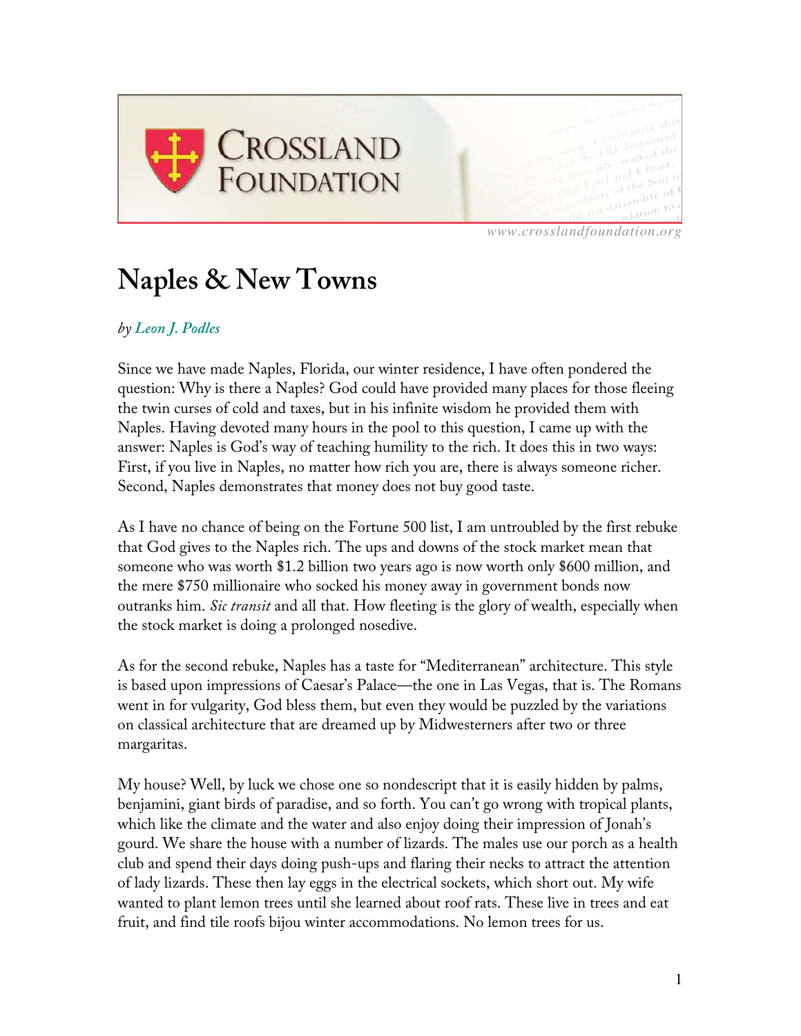# Naples & New Towns

*by Leon J. Podles*

Since we have made Naples, Florida, our winter residence, I have often pondered the question: Why is there a Naples? God could have provided many places for those fleeing the twin curses of cold and taxes, but in his infinite wisdom he provided them with Naples. Having devoted many hours in the pool to this question, I came up with the answer: Naples is God's way of teaching humility to the rich. It does this in two ways: First, if you live in Naples, no matter how rich you are, there is always someone richer. Second, Naples demonstrates that money does not buy good taste.

As I have no chance of being on the Fortune 500 list, I am untroubled by the first rebuke that God gives to the Naples rich. The ups and downs of the stock market mean that someone who was worth $1.2 billion two years ago is now worth only $600 million, and the mere $750 millionaire who socked his money away in government bonds now outranks him. *Sic transit* and all that. How fleeting is the glory of wealth, especially when the stock market is doing a prolonged nosedive.

As for the second rebuke, Naples has a taste for "Mediterranean" architecture. This style is based upon impressions of Caesar's Palace—the one in Las Vegas, that is. The Romans went in for vulgarity, God bless them, but even they would be puzzled by the variations on classical architecture that are dreamed up by Midwesterners after two or three margaritas.

My house? Well, by luck we chose one so nondescript that it is easily hidden by palms, benjamini, giant birds of paradise, and so forth. You can't go wrong with tropical plants, which like the climate and the water and also enjoy doing their impression of Jonah's gourd. We share the house with a number of lizards. The males use our porch as a health club and spend their days doing push-ups and flaring their necks to attract the attention of lady lizards. These then lay eggs in the electrical sockets, which short out. My wife wanted to plant lemon trees until she learned about roof rats. These live in trees and eat fruit, and find tile roofs bijou winter accommodations. No lemon trees for us.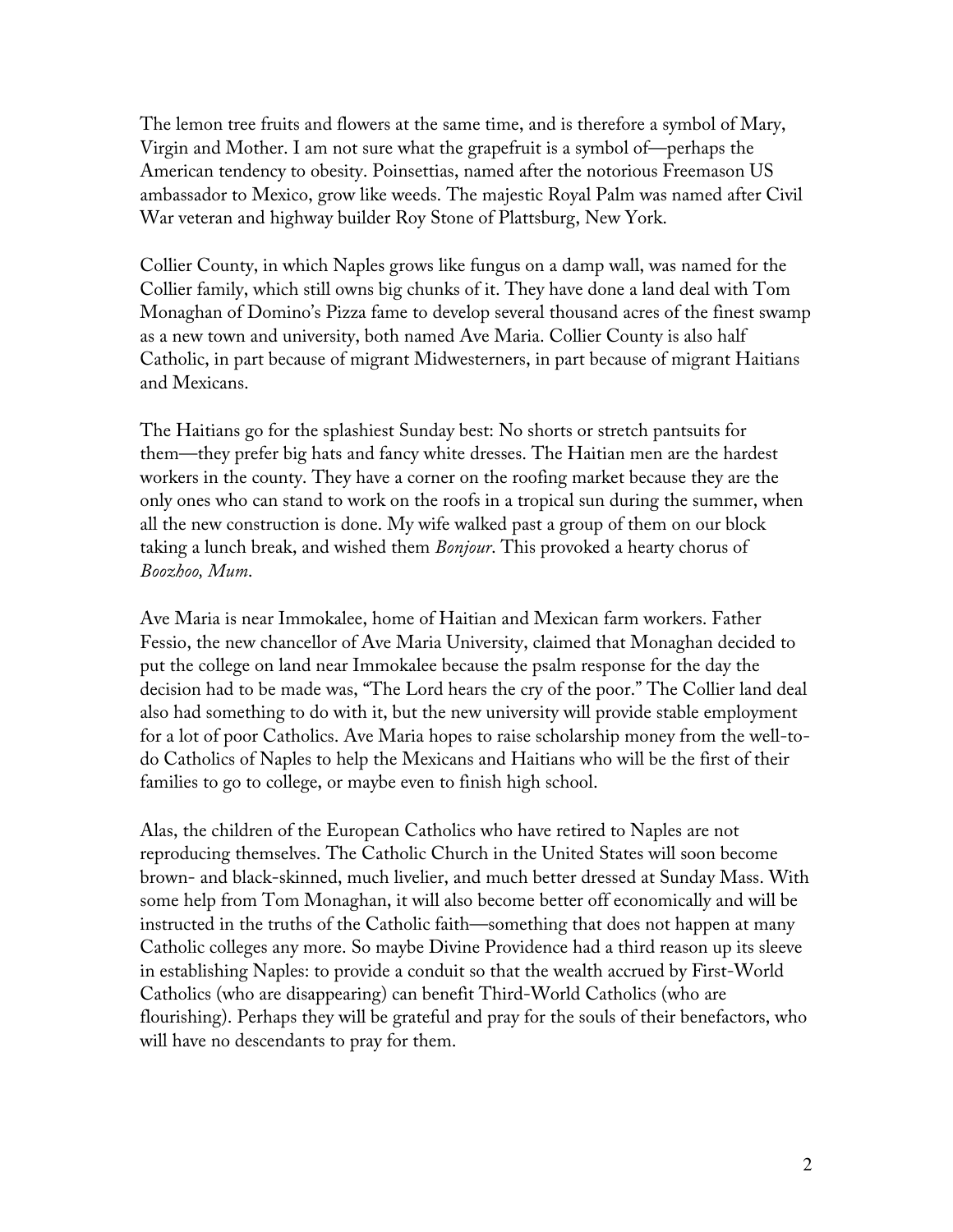The lemon tree fruits and flowers at the same time, and is therefore a symbol of Mary, Virgin and Mother. I am not sure what the grapefruit is a symbol of—perhaps the American tendency to obesity. Poinsettias, named after the notorious Freemason US ambassador to Mexico, grow like weeds. The majestic Royal Palm was named after Civil War veteran and highway builder Roy Stone of Plattsburg, New York.

Collier County, in which Naples grows like fungus on a damp wall, was named for the Collier family, which still owns big chunks of it. They have done a land deal with Tom Monaghan of Domino's Pizza fame to develop several thousand acres of the finest swamp as a new town and university, both named Ave Maria. Collier County is also half Catholic, in part because of migrant Midwesterners, in part because of migrant Haitians and Mexicans.

The Haitians go for the splashiest Sunday best: No shorts or stretch pantsuits for them—they prefer big hats and fancy white dresses. The Haitian men are the hardest workers in the county. They have a corner on the roofing market because they are the only ones who can stand to work on the roofs in a tropical sun during the summer, when all the new construction is done. My wife walked past a group of them on our block taking a lunch break, and wished them *Bonjour*. This provoked a hearty chorus of *Boozhoo, Mum*.

Ave Maria is near Immokalee, home of Haitian and Mexican farm workers. Father Fessio, the new chancellor of Ave Maria University, claimed that Monaghan decided to put the college on land near Immokalee because the psalm response for the day the decision had to be made was, "The Lord hears the cry of the poor." The Collier land deal also had something to do with it, but the new university will provide stable employment for a lot of poor Catholics. Ave Maria hopes to raise scholarship money from the well-to-do Catholics of Naples to help the Mexicans and Haitians who will be the first of their families to go to college, or maybe even to finish high school.

Alas, the children of the European Catholics who have retired to Naples are not reproducing themselves. The Catholic Church in the United States will soon become brown- and black-skinned, much livelier, and much better dressed at Sunday Mass. With some help from Tom Monaghan, it will also become better off economically and will be instructed in the truths of the Catholic faith—something that does not happen at many Catholic colleges any more. So maybe Divine Providence had a third reason up its sleeve in establishing Naples: to provide a conduit so that the wealth accrued by First-World Catholics (who are disappearing) can benefit Third-World Catholics (who are flourishing). Perhaps they will be grateful and pray for the souls of their benefactors, who will have no descendants to pray for them.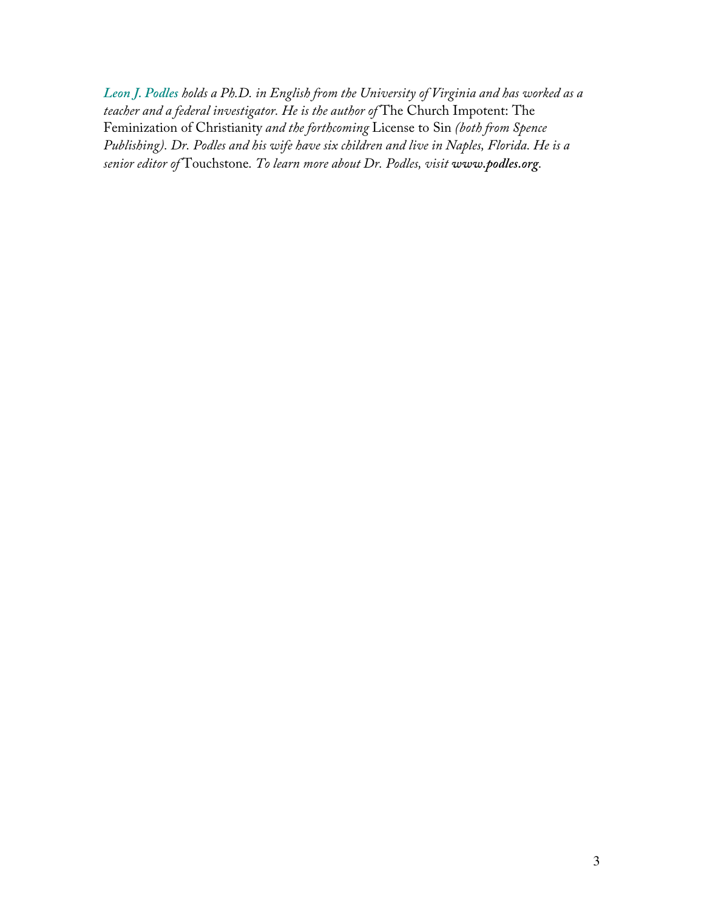***Leon J. Podles** holds a Ph.D. in English from the University of Virginia and has worked as a teacher and a federal investigator. He is the author of* The Church Impotent: The Feminization of Christianity *and the forthcoming* License to Sin *(both from Spence Publishing). Dr. Podles and his wife have six children and live in Naples, Florida. He is a senior editor of* Touchstone*. To learn more about Dr. Podles, visit **www.podles.org**.*